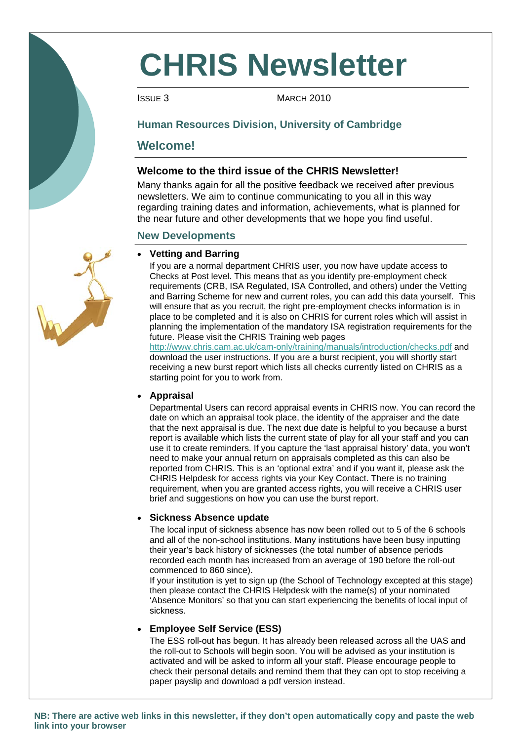# CHRIS Newsletter

ISSUE 3 MARCH 2010

## Human Resources Division, University of Cambridge

## Welcome!

### Welcome to the third issue of the CHRIS Newsletter!

Many thanks again for all the positive feedback we received after previous newsletters. We aim to continue communicating to you all in this way regarding training dates and information, achievements, what is planned for the near future and other developments that we hope you find useful.

## New Developments

- **Vetting and Barring**

  If you are a normal department CHRIS user, you now have update access to Checks at Post level. This means that as you identify pre-employment check requirements (CRB, ISA Regulated, ISA Controlled, and others) under the Vetting and Barring Scheme for new and current roles, you can add this data yourself. This will ensure that as you recruit, the right pre-employment checks information is in place to be completed and it is also on CHRIS for current roles which will assist in planning the implementation of the mandatory ISA registration requirements for the future. Please visit the CHRIS Training web pages http://www.chris.cam.ac.uk/cam-only/training/manuals/introduction/checks.pdf and download the user instructions. If you are a burst recipient, you will shortly start receiving a new burst report which lists all checks currently listed on CHRIS as a starting point for you to work from.

- **Appraisal**

  Departmental Users can record appraisal events in CHRIS now. You can record the date on which an appraisal took place, the identity of the appraiser and the date that the next appraisal is due. The next due date is helpful to you because a burst report is available which lists the current state of play for all your staff and you can use it to create reminders. If you capture the 'last appraisal history' data, you won't need to make your annual return on appraisals completed as this can also be reported from CHRIS. This is an 'optional extra' and if you want it, please ask the CHRIS Helpdesk for access rights via your Key Contact. There is no training requirement, when you are granted access rights, you will receive a CHRIS user brief and suggestions on how you can use the burst report.

- **Sickness Absence update**

  The local input of sickness absence has now been rolled out to 5 of the 6 schools and all of the non-school institutions. Many institutions have been busy inputting their year's back history of sicknesses (the total number of absence periods recorded each month has increased from an average of 190 before the roll-out commenced to 860 since).

  If your institution is yet to sign up (the School of Technology excepted at this stage) then please contact the CHRIS Helpdesk with the name(s) of your nominated 'Absence Monitors' so that you can start experiencing the benefits of local input of sickness.

- **Employee Self Service (ESS)**

  The ESS roll-out has begun. It has already been released across all the UAS and the roll-out to Schools will begin soon. You will be advised as your institution is activated and will be asked to inform all your staff. Please encourage people to check their personal details and remind them that they can opt to stop receiving a paper payslip and download a pdf version instead.

**NB: There are active web links in this newsletter, if they don't open automatically copy and paste the web link into your browser**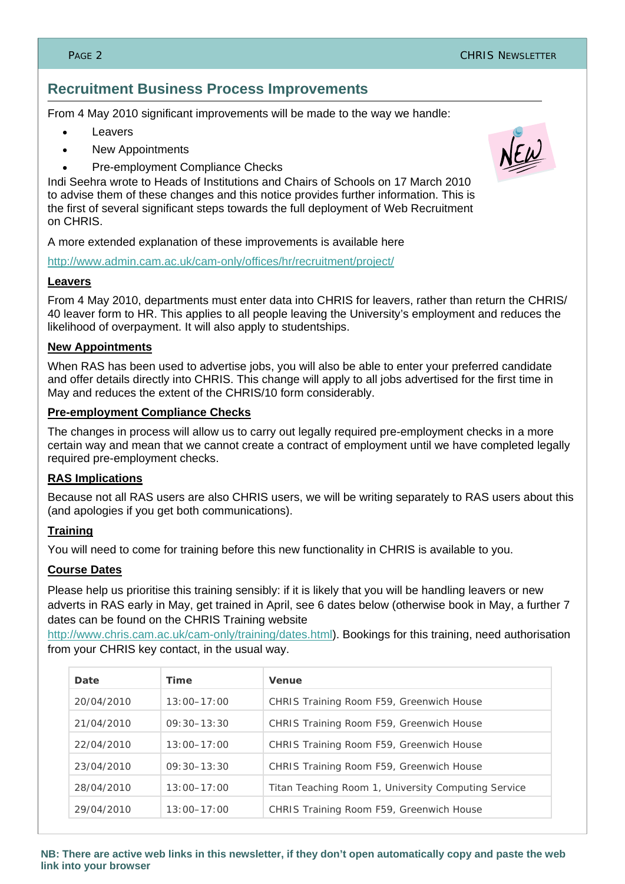## Recruitment Business Process Improvements

From 4 May 2010 significant improvements will be made to the way we handle:

- Leavers
- New Appointments
- Pre-employment Compliance Checks

Indi Seehra wrote to Heads of Institutions and Chairs of Schools on 17 March 2010 to advise them of these changes and this notice provides further information. This is the first of several significant steps towards the full deployment of Web Recruitment on CHRIS.

A more extended explanation of these improvements is available here

http://www.admin.cam.ac.uk/cam-only/offices/hr/recruitment/project/

### Leavers

From 4 May 2010, departments must enter data into CHRIS for leavers, rather than return the CHRIS/40 leaver form to HR. This applies to all people leaving the University's employment and reduces the likelihood of overpayment. It will also apply to studentships.

### New Appointments

When RAS has been used to advertise jobs, you will also be able to enter your preferred candidate and offer details directly into CHRIS. This change will apply to all jobs advertised for the first time in May and reduces the extent of the CHRIS/10 form considerably.

### Pre-employment Compliance Checks

The changes in process will allow us to carry out legally required pre-employment checks in a more certain way and mean that we cannot create a contract of employment until we have completed legally required pre-employment checks.

### RAS Implications

Because not all RAS users are also CHRIS users, we will be writing separately to RAS users about this (and apologies if you get both communications).

### Training

You will need to come for training before this new functionality in CHRIS is available to you.

### Course Dates

Please help us prioritise this training sensibly: if it is likely that you will be handling leavers or new adverts in RAS early in May, get trained in April, see 6 dates below (otherwise book in May, a further 7 dates can be found on the CHRIS Training website http://www.chris.cam.ac.uk/cam-only/training/dates.html). Bookings for this training, need authorisation from your CHRIS key contact, in the usual way.

| Date | Time | Venue |
|---|---|---|
| 20/04/2010 | 13:00–17:00 | CHRIS Training Room F59, Greenwich House |
| 21/04/2010 | 09:30–13:30 | CHRIS Training Room F59, Greenwich House |
| 22/04/2010 | 13:00–17:00 | CHRIS Training Room F59, Greenwich House |
| 23/04/2010 | 09:30–13:30 | CHRIS Training Room F59, Greenwich House |
| 28/04/2010 | 13:00–17:00 | Titan Teaching Room 1, University Computing Service |
| 29/04/2010 | 13:00–17:00 | CHRIS Training Room F59, Greenwich House |

**NB: There are active web links in this newsletter, if they don't open automatically copy and paste the web link into your browser**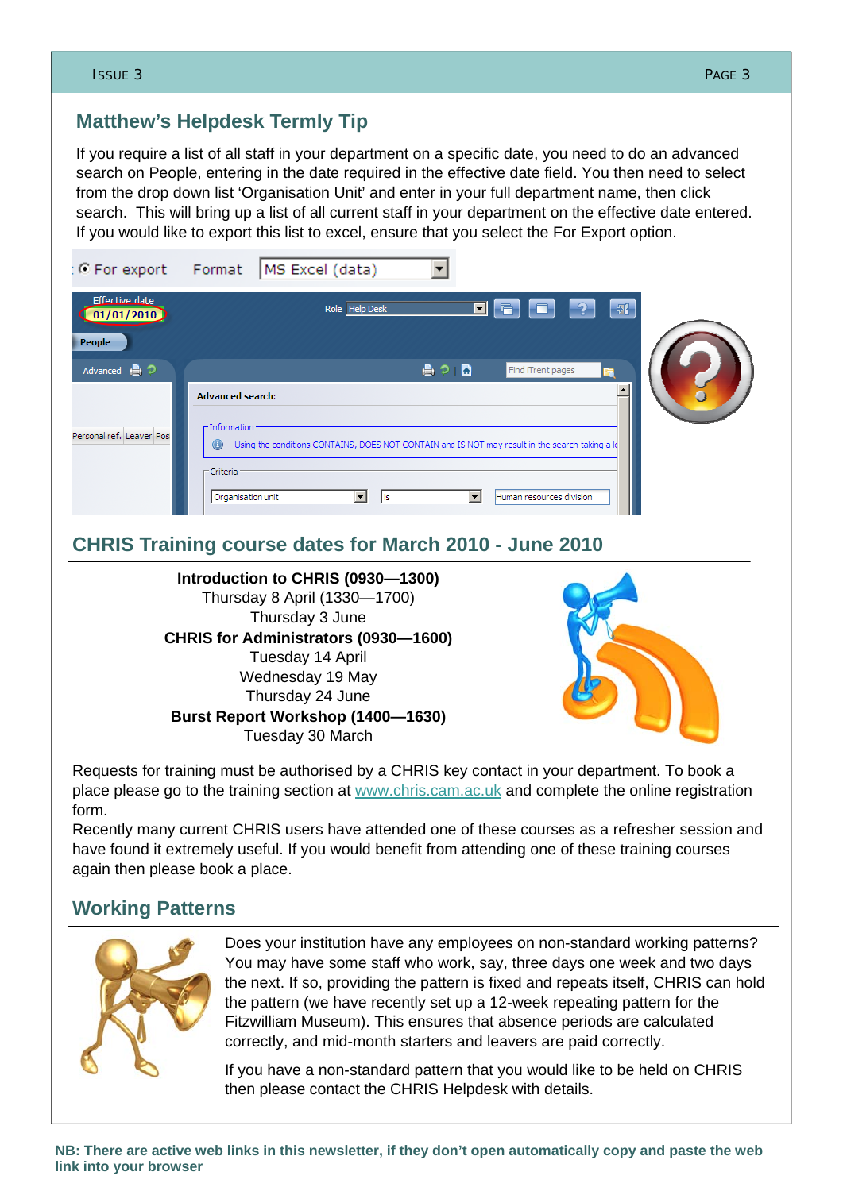## Matthew's Helpdesk Termly Tip

If you require a list of all staff in your department on a specific date, you need to do an advanced search on People, entering in the date required in the effective date field. You then need to select from the drop down list 'Organisation Unit' and enter in your full department name, then click search. This will bring up a list of all current staff in your department on the effective date entered. If you would like to export this list to excel, ensure that you select the For Export option.

## CHRIS Training course dates for March 2010 - June 2010

**Introduction to CHRIS (0930—1300)**
Thursday 8 April (1330—1700)
Thursday 3 June

**CHRIS for Administrators (0930—1600)**
Tuesday 14 April
Wednesday 19 May
Thursday 24 June

**Burst Report Workshop (1400—1630)**
Tuesday 30 March

Requests for training must be authorised by a CHRIS key contact in your department. To book a place please go to the training section at www.chris.cam.ac.uk and complete the online registration form.

Recently many current CHRIS users have attended one of these courses as a refresher session and have found it extremely useful. If you would benefit from attending one of these training courses again then please book a place.

## Working Patterns

Does your institution have any employees on non-standard working patterns? You may have some staff who work, say, three days one week and two days the next. If so, providing the pattern is fixed and repeats itself, CHRIS can hold the pattern (we have recently set up a 12-week repeating pattern for the Fitzwilliam Museum). This ensures that absence periods are calculated correctly, and mid-month starters and leavers are paid correctly.

If you have a non-standard pattern that you would like to be held on CHRIS then please contact the CHRIS Helpdesk with details.

**NB: There are active web links in this newsletter, if they don't open automatically copy and paste the web link into your browser**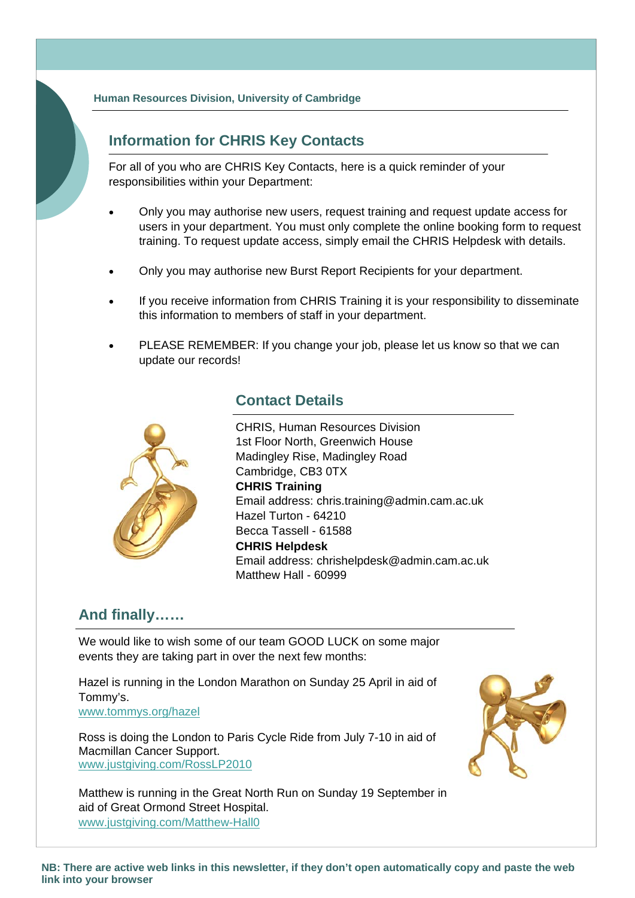Human Resources Division, University of Cambridge

## Information for CHRIS Key Contacts

For all of you who are CHRIS Key Contacts, here is a quick reminder of your responsibilities within your Department:

- Only you may authorise new users, request training and request update access for users in your department. You must only complete the online booking form to request training. To request update access, simply email the CHRIS Helpdesk with details.
- Only you may authorise new Burst Report Recipients for your department.
- If you receive information from CHRIS Training it is your responsibility to disseminate this information to members of staff in your department.
- PLEASE REMEMBER: If you change your job, please let us know so that we can update our records!

## Contact Details

CHRIS, Human Resources Division
1st Floor North, Greenwich House
Madingley Rise, Madingley Road
Cambridge, CB3 0TX

**CHRIS Training**
Email address: chris.training@admin.cam.ac.uk
Hazel Turton - 64210
Becca Tassell - 61588

**CHRIS Helpdesk**
Email address: chrishelpdesk@admin.cam.ac.uk
Matthew Hall - 60999

## And finally……

We would like to wish some of our team GOOD LUCK on some major events they are taking part in over the next few months:

Hazel is running in the London Marathon on Sunday 25 April in aid of Tommy's.
www.tommys.org/hazel

Ross is doing the London to Paris Cycle Ride from July 7-10 in aid of Macmillan Cancer Support.
www.justgiving.com/RossLP2010

Matthew is running in the Great North Run on Sunday 19 September in aid of Great Ormond Street Hospital.
www.justgiving.com/Matthew-Hall0

**NB: There are active web links in this newsletter, if they don't open automatically copy and paste the web link into your browser**